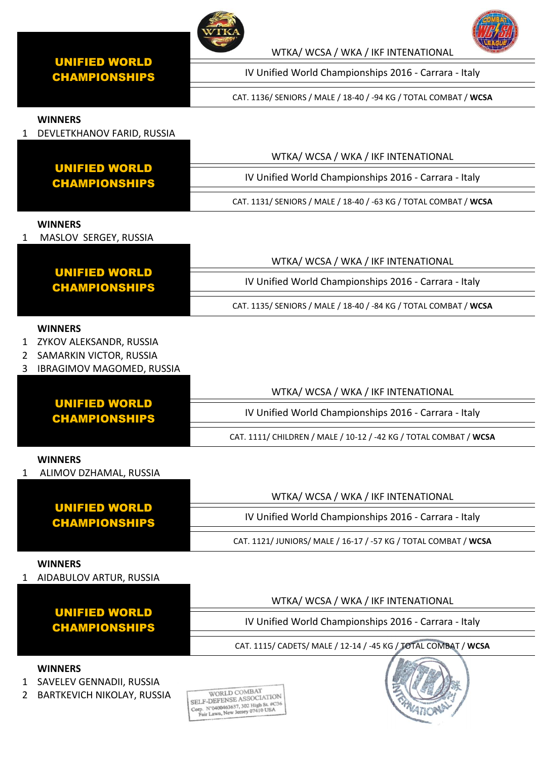**UNIFIED WORLD CHAMPIONSHIPS**

WTKA/ WCSA / WKA / IKF INTENATIONAL

IV Unified World Championships 2016 - Carrara - Italy

CAT. 1136/ SENIORS / MALE / 18-40 / -94 KG / TOTAL COMBAT / **WCSA**

**WINNERS**

1. DEVLETKHANOV FARID, RUSSIA

**UNIFIED WORLD CHAMPIONSHIPS**

WTKA/ WCSA / WKA / IKF INTENATIONAL

IV Unified World Championships 2016 - Carrara - Italy

CAT. 1131/ SENIORS / MALE / 18-40 / -63 KG / TOTAL COMBAT / **WCSA**

**WINNERS**

1. MASLOV SERGEY, RUSSIA

**UNIFIED WORLD CHAMPIONSHIPS**

WTKA/ WCSA / WKA / IKF INTENATIONAL

IV Unified World Championships 2016 - Carrara - Italy

CAT. 1135/ SENIORS / MALE / 18-40 / -84 KG / TOTAL COMBAT / **WCSA**

**WINNERS**

1. ZYKOV ALEKSANDR, RUSSIA
2. SAMARKIN VICTOR, RUSSIA
3. IBRAGIMOV MAGOMED, RUSSIA

**UNIFIED WORLD CHAMPIONSHIPS**

WTKA/ WCSA / WKA / IKF INTENATIONAL

IV Unified World Championships 2016 - Carrara - Italy

CAT. 1111/ CHILDREN / MALE / 10-12 / -42 KG / TOTAL COMBAT / **WCSA**

**WINNERS**

1. ALIMOV DZHAMAL, RUSSIA

**UNIFIED WORLD CHAMPIONSHIPS**

WTKA/ WCSA / WKA / IKF INTENATIONAL

IV Unified World Championships 2016 - Carrara - Italy

CAT. 1121/ JUNIORS/ MALE / 16-17 / -57 KG / TOTAL COMBAT / **WCSA**

**WINNERS**

1. AIDABULOV ARTUR, RUSSIA

**UNIFIED WORLD CHAMPIONSHIPS**

WTKA/ WCSA / WKA / IKF INTENATIONAL

IV Unified World Championships 2016 - Carrara - Italy

CAT. 1115/ CADETS/ MALE / 12-14 / -45 KG / TOTAL COMBAT / **WCSA**

**WINNERS**

1. SAVELEV GENNADII, RUSSIA
2. BARTKEVICH NIKOLAY, RUSSIA

WORLD COMBAT SELF-DEFENSE ASSOCIATION Corp. N°0400463637, 302 High St. #C36 Fair Lawn, New Jersey 07410 USA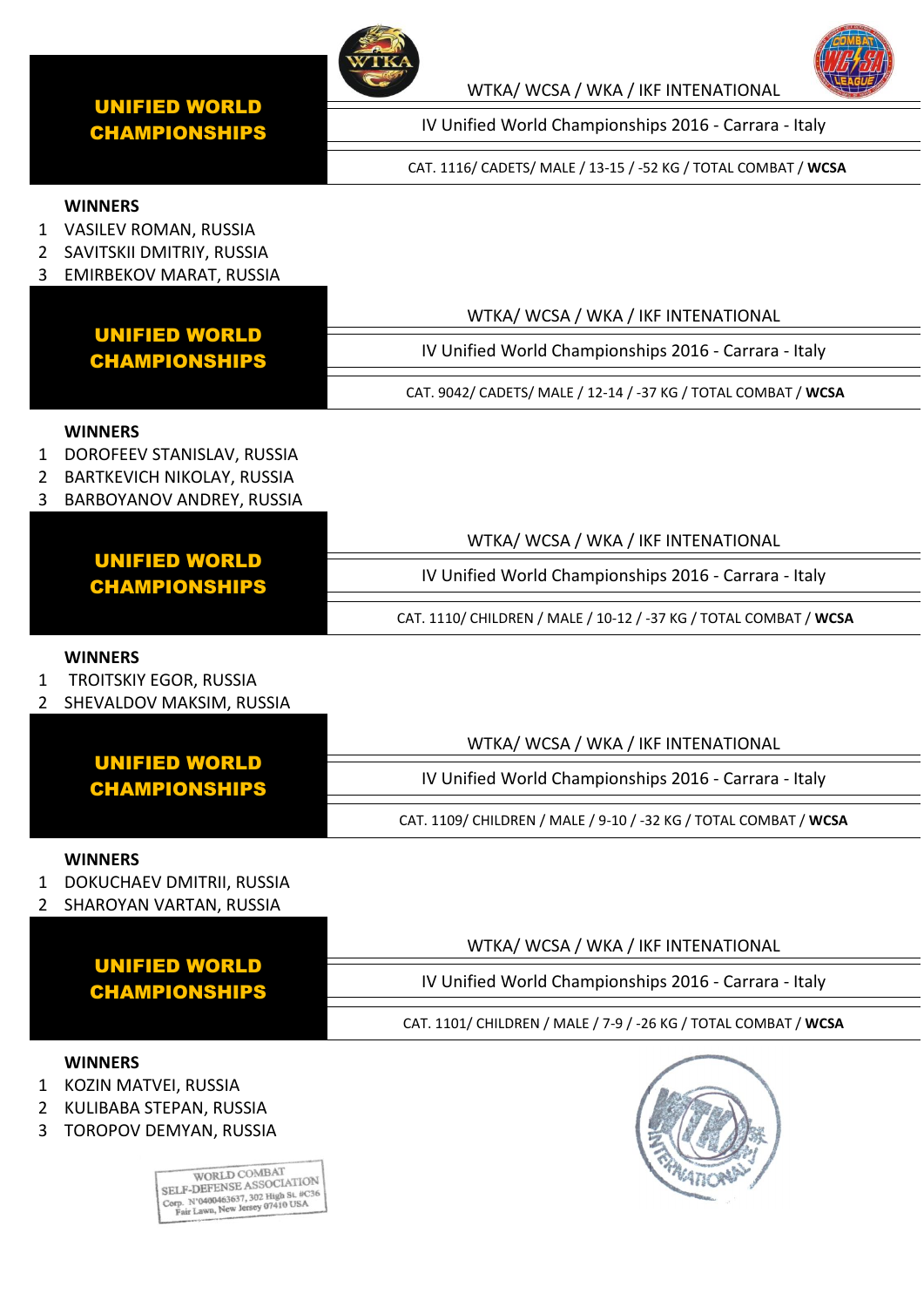## UNIFIED WORLD CHAMPIONSHIPS

WTKA/ WCSA / WKA / IKF INTENATIONAL

IV Unified World Championships 2016 - Carrara - Italy

CAT. 1116/ CADETS/ MALE / 13-15 / -52 KG / TOTAL COMBAT / **WCSA**

**WINNERS**

1. VASILEV ROMAN, RUSSIA
2. SAVITSKII DMITRIY, RUSSIA
3. EMIRBEKOV MARAT, RUSSIA

## UNIFIED WORLD CHAMPIONSHIPS

WTKA/ WCSA / WKA / IKF INTENATIONAL

IV Unified World Championships 2016 - Carrara - Italy

CAT. 9042/ CADETS/ MALE / 12-14 / -37 KG / TOTAL COMBAT / **WCSA**

**WINNERS**

1. DOROFEEV STANISLAV, RUSSIA
2. BARTKEVICH NIKOLAY, RUSSIA
3. BARBOYANOV ANDREY, RUSSIA

## UNIFIED WORLD CHAMPIONSHIPS

WTKA/ WCSA / WKA / IKF INTENATIONAL

IV Unified World Championships 2016 - Carrara - Italy

CAT. 1110/ CHILDREN / MALE / 10-12 / -37 KG / TOTAL COMBAT / **WCSA**

**WINNERS**

1. TROITSKIY EGOR, RUSSIA
2. SHEVALDOV MAKSIM, RUSSIA

## UNIFIED WORLD CHAMPIONSHIPS

WTKA/ WCSA / WKA / IKF INTENATIONAL

IV Unified World Championships 2016 - Carrara - Italy

CAT. 1109/ CHILDREN / MALE / 9-10 / -32 KG / TOTAL COMBAT / **WCSA**

**WINNERS**

1. DOKUCHAEV DMITRII, RUSSIA
2. SHAROYAN VARTAN, RUSSIA

## UNIFIED WORLD CHAMPIONSHIPS

WTKA/ WCSA / WKA / IKF INTENATIONAL

IV Unified World Championships 2016 - Carrara - Italy

CAT. 1101/ CHILDREN / MALE / 7-9 / -26 KG / TOTAL COMBAT / **WCSA**

**WINNERS**

1. KOZIN MATVEI, RUSSIA
2. KULIBABA STEPAN, RUSSIA
3. TOROPOV DEMYAN, RUSSIA

WORLD COMBAT SELF-DEFENSE ASSOCIATION
Corp. N°0400463637, 302 High St. #C36
Fair Lawn, New Jersey 07410 USA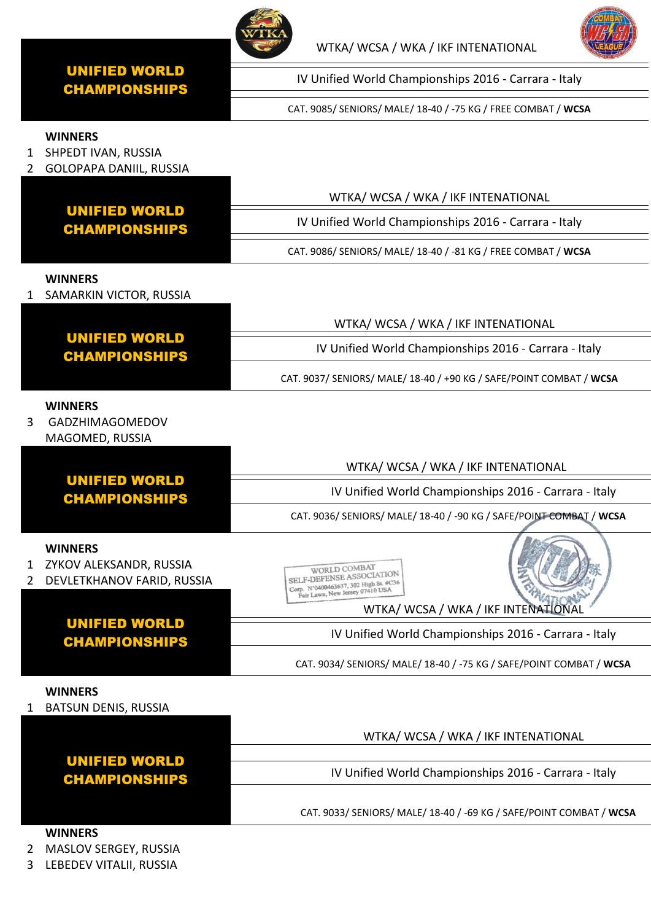**UNIFIED WORLD CHAMPIONSHIPS**

WTKA/ WCSA / WKA / IKF INTENATIONAL

IV Unified World Championships 2016 - Carrara - Italy

CAT. 9085/ SENIORS/ MALE/ 18-40 / -75 KG / FREE COMBAT / **WCSA**

**WINNERS**

1 SHPEDT IVAN, RUSSIA
2 GOLOPAPA DANIIL, RUSSIA

**UNIFIED WORLD CHAMPIONSHIPS**

WTKA/ WCSA / WKA / IKF INTENATIONAL

IV Unified World Championships 2016 - Carrara - Italy

CAT. 9086/ SENIORS/ MALE/ 18-40 / -81 KG / FREE COMBAT / **WCSA**

**WINNERS**

1 SAMARKIN VICTOR, RUSSIA

**UNIFIED WORLD CHAMPIONSHIPS**

WTKA/ WCSA / WKA / IKF INTENATIONAL

IV Unified World Championships 2016 - Carrara - Italy

CAT. 9037/ SENIORS/ MALE/ 18-40 / +90 KG / SAFE/POINT COMBAT / **WCSA**

**WINNERS**

3 GADZHIMAGOMEDOV MAGOMED, RUSSIA

**UNIFIED WORLD CHAMPIONSHIPS**

WTKA/ WCSA / WKA / IKF INTENATIONAL

IV Unified World Championships 2016 - Carrara - Italy

CAT. 9036/ SENIORS/ MALE/ 18-40 / -90 KG / SAFE/POINT COMBAT / **WCSA**

**WINNERS**

1 ZYKOV ALEKSANDR, RUSSIA
2 DEVLETKHANOV FARID, RUSSIA

WORLD COMBAT SELF-DEFENSE ASSOCIATION
Corp. N°0400463637, 302 High St. #C36
Fair Lawn, New Jersey 07410 USA

**UNIFIED WORLD CHAMPIONSHIPS**

WTKA/ WCSA / WKA / IKF INTENATIONAL

IV Unified World Championships 2016 - Carrara - Italy

CAT. 9034/ SENIORS/ MALE/ 18-40 / -75 KG / SAFE/POINT COMBAT / **WCSA**

**WINNERS**

1 BATSUN DENIS, RUSSIA

**UNIFIED WORLD CHAMPIONSHIPS**

WTKA/ WCSA / WKA / IKF INTENATIONAL

IV Unified World Championships 2016 - Carrara - Italy

CAT. 9033/ SENIORS/ MALE/ 18-40 / -69 KG / SAFE/POINT COMBAT / **WCSA**

**WINNERS**

2 MASLOV SERGEY, RUSSIA
3 LEBEDEV VITALII, RUSSIA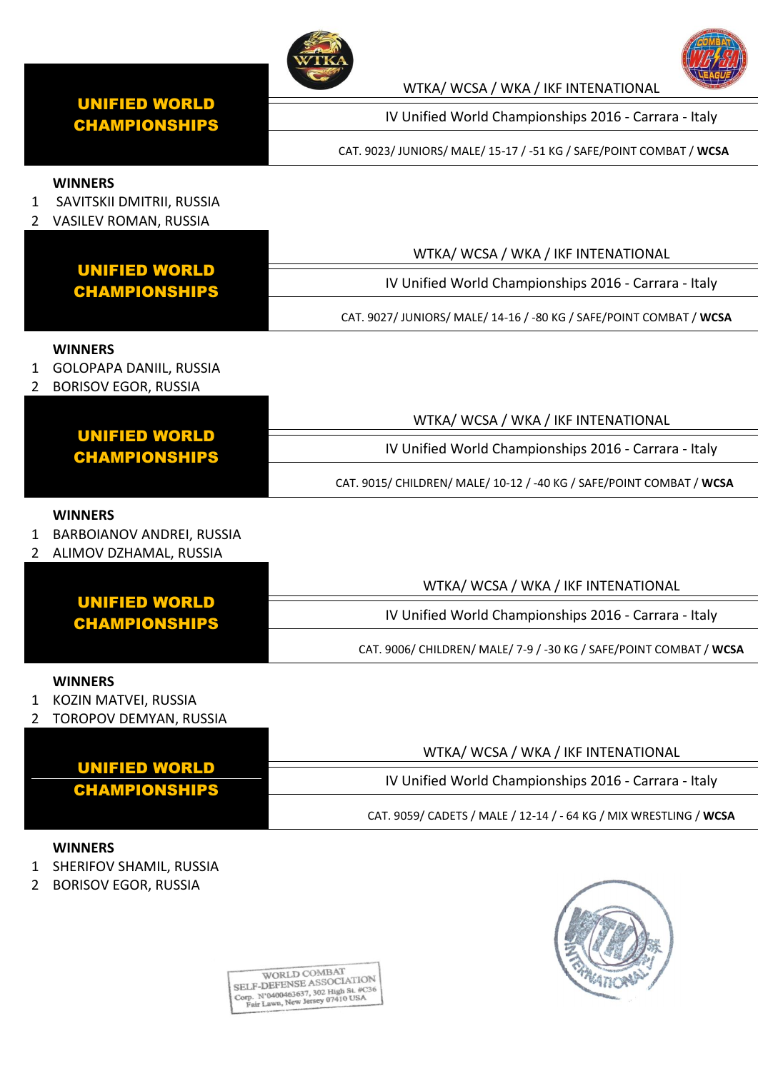**UNIFIED WORLD CHAMPIONSHIPS**

WTKA/ WCSA / WKA / IKF INTERNATIONAL

IV Unified World Championships 2016 - Carrara - Italy

CAT. 9023/ JUNIORS/ MALE/ 15-17 / -51 KG / SAFE/POINT COMBAT / **WCSA**

**WINNERS**

1. SAVITSKII DMITRII, RUSSIA
2. VASILEV ROMAN, RUSSIA

**UNIFIED WORLD CHAMPIONSHIPS**

WTKA/ WCSA / WKA / IKF INTERNATIONAL

IV Unified World Championships 2016 - Carrara - Italy

CAT. 9027/ JUNIORS/ MALE/ 14-16 / -80 KG / SAFE/POINT COMBAT / **WCSA**

**WINNERS**

1. GOLOPAPA DANIIL, RUSSIA
2. BORISOV EGOR, RUSSIA

**UNIFIED WORLD CHAMPIONSHIPS**

WTKA/ WCSA / WKA / IKF INTERNATIONAL

IV Unified World Championships 2016 - Carrara - Italy

CAT. 9015/ CHILDREN/ MALE/ 10-12 / -40 KG / SAFE/POINT COMBAT / **WCSA**

**WINNERS**

1. BARBOIANOV ANDREI, RUSSIA
2. ALIMOV DZHAMAL, RUSSIA

**UNIFIED WORLD CHAMPIONSHIPS**

WTKA/ WCSA / WKA / IKF INTERNATIONAL

IV Unified World Championships 2016 - Carrara - Italy

CAT. 9006/ CHILDREN/ MALE/ 7-9 / -30 KG / SAFE/POINT COMBAT / **WCSA**

**WINNERS**

1. KOZIN MATVEI, RUSSIA
2. TOROPOV DEMYAN, RUSSIA

**UNIFIED WORLD CHAMPIONSHIPS**

WTKA/ WCSA / WKA / IKF INTERNATIONAL

IV Unified World Championships 2016 - Carrara - Italy

CAT. 9059/ CADETS / MALE / 12-14 / - 64 KG / MIX WRESTLING / **WCSA**

**WINNERS**

1. SHERIFOV SHAMIL, RUSSIA
2. BORISOV EGOR, RUSSIA

WORLD COMBAT SELF-DEFENSE ASSOCIATION
Corp. N°0400463637, 302 High St. #C36
Fair Lawn, New Jersey 07410 USA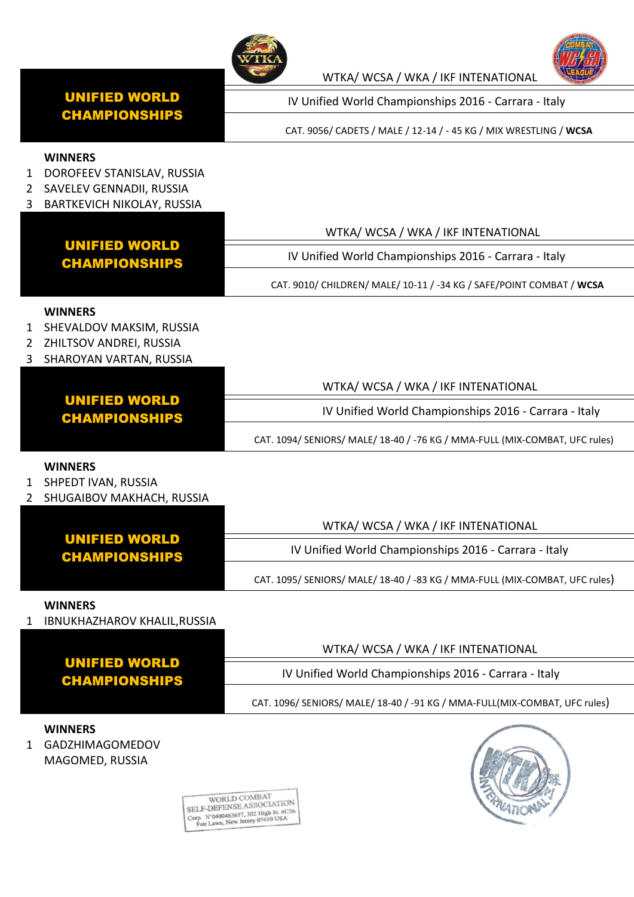## UNIFIED WORLD CHAMPIONSHIPS

WTKA/ WCSA / WKA / IKF INTERNATIONAL

IV Unified World Championships 2016 - Carrara - Italy

CAT. 9056/ CADETS / MALE / 12-14 / - 45 KG / MIX WRESTLING / **WCSA**

**WINNERS**

1. DOROFEEV STANISLAV, RUSSIA
2. SAVELEV GENNADII, RUSSIA
3. BARTKEVICH NIKOLAY, RUSSIA

## UNIFIED WORLD CHAMPIONSHIPS

WTKA/ WCSA / WKA / IKF INTENATIONAL

IV Unified World Championships 2016 - Carrara - Italy

CAT. 9010/ CHILDREN/ MALE/ 10-11 / -34 KG / SAFE/POINT COMBAT / **WCSA**

**WINNERS**

1. SHEVALDOV MAKSIM, RUSSIA
2. ZHILTSOV ANDREI, RUSSIA
3. SHAROYAN VARTAN, RUSSIA

## UNIFIED WORLD CHAMPIONSHIPS

WTKA/ WCSA / WKA / IKF INTENATIONAL

IV Unified World Championships 2016 - Carrara - Italy

CAT. 1094/ SENIORS/ MALE/ 18-40 / -76 KG / MMA-FULL (MIX-COMBAT, UFC rules)

**WINNERS**

1. SHPEDT IVAN, RUSSIA
2. SHUGAIBOV MAKHACH, RUSSIA

## UNIFIED WORLD CHAMPIONSHIPS

WTKA/ WCSA / WKA / IKF INTENATIONAL

IV Unified World Championships 2016 - Carrara - Italy

CAT. 1095/ SENIORS/ MALE/ 18-40 / -83 KG / MMA-FULL (MIX-COMBAT, UFC rules)

**WINNERS**

1. IBNUKHAZHAROV KHALIL,RUSSIA

## UNIFIED WORLD CHAMPIONSHIPS

WTKA/ WCSA / WKA / IKF INTENATIONAL

IV Unified World Championships 2016 - Carrara - Italy

CAT. 1096/ SENIORS/ MALE/ 18-40 / -91 KG / MMA-FULL(MIX-COMBAT, UFC rules)

**WINNERS**

1. GADZHIMAGOMEDOV MAGOMED, RUSSIA

WORLD COMBAT SELF-DEFENSE ASSOCIATION
Corp. N°0400463637, 302 High St. #C36
Fair Lawn, New Jersey 07410 USA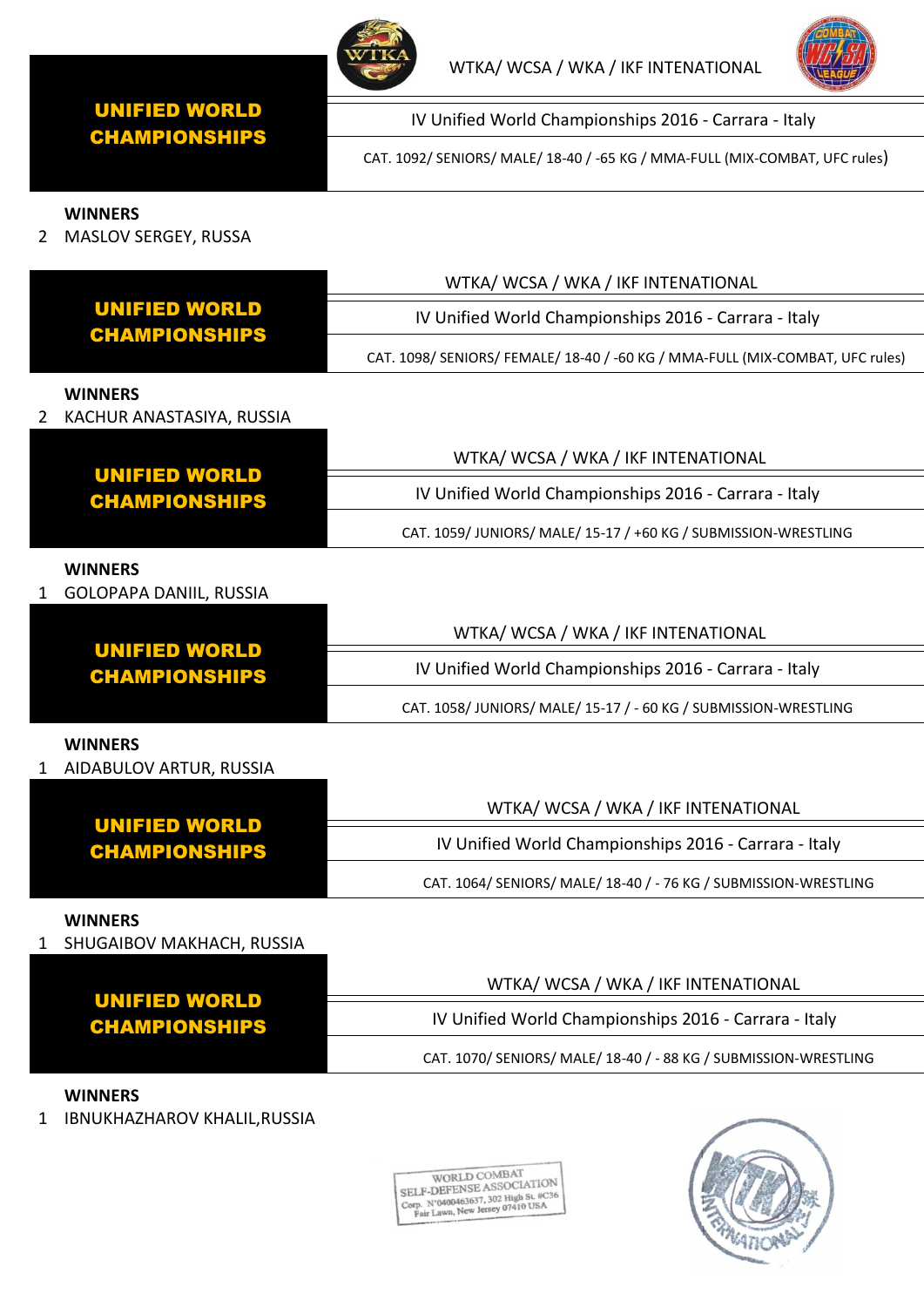**UNIFIED WORLD CHAMPIONSHIPS**

WTKA/ WCSA / WKA / IKF INTENATIONAL

IV Unified World Championships 2016 - Carrara - Italy

CAT. 1092/ SENIORS/ MALE/ 18-40 / -65 KG / MMA-FULL (MIX-COMBAT, UFC rules)

**WINNERS**

2 MASLOV SERGEY, RUSSA

**UNIFIED WORLD CHAMPIONSHIPS**

WTKA/ WCSA / WKA / IKF INTENATIONAL

IV Unified World Championships 2016 - Carrara - Italy

CAT. 1098/ SENIORS/ FEMALE/ 18-40 / -60 KG / MMA-FULL (MIX-COMBAT, UFC rules)

**WINNERS**

2 KACHUR ANASTASIYA, RUSSIA

**UNIFIED WORLD CHAMPIONSHIPS**

WTKA/ WCSA / WKA / IKF INTENATIONAL

IV Unified World Championships 2016 - Carrara - Italy

CAT. 1059/ JUNIORS/ MALE/ 15-17 / +60 KG / SUBMISSION-WRESTLING

**WINNERS**

1 GOLOPAPA DANIIL, RUSSIA

**UNIFIED WORLD CHAMPIONSHIPS**

WTKA/ WCSA / WKA / IKF INTENATIONAL

IV Unified World Championships 2016 - Carrara - Italy

CAT. 1058/ JUNIORS/ MALE/ 15-17 / - 60 KG / SUBMISSION-WRESTLING

**WINNERS**

1 AIDABULOV ARTUR, RUSSIA

**UNIFIED WORLD CHAMPIONSHIPS**

WTKA/ WCSA / WKA / IKF INTENATIONAL

IV Unified World Championships 2016 - Carrara - Italy

CAT. 1064/ SENIORS/ MALE/ 18-40 / - 76 KG / SUBMISSION-WRESTLING

**WINNERS**

1 SHUGAIBOV MAKHACH, RUSSIA

**UNIFIED WORLD CHAMPIONSHIPS**

WTKA/ WCSA / WKA / IKF INTENATIONAL

IV Unified World Championships 2016 - Carrara - Italy

CAT. 1070/ SENIORS/ MALE/ 18-40 / - 88 KG / SUBMISSION-WRESTLING

**WINNERS**

1 IBNUKHAZHAROV KHALIL,RUSSIA

WORLD COMBAT SELF-DEFENSE ASSOCIATION
Corp. N°0400463637, 302 High St. #C36
Fair Lawn, New Jersey 07410 USA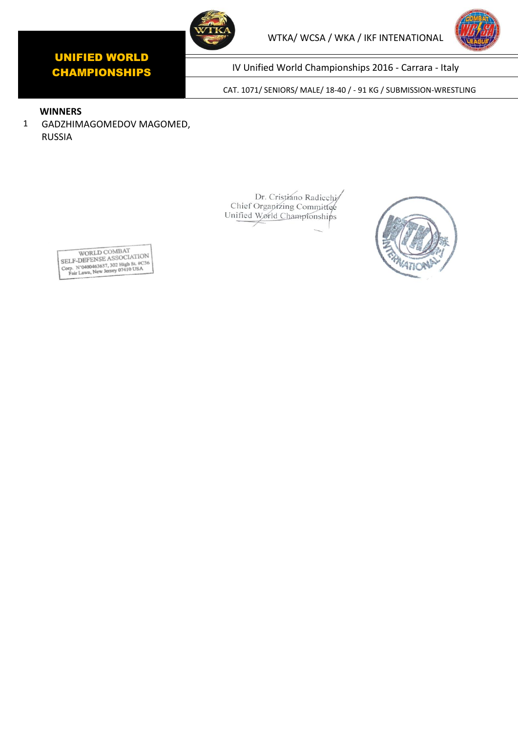**UNIFIED WORLD CHAMPIONSHIPS**

WTKA/ WCSA / WKA / IKF INTENATIONAL

IV Unified World Championships 2016 - Carrara - Italy

CAT. 1071/ SENIORS/ MALE/ 18-40 / - 91 KG / SUBMISSION-WRESTLING

**WINNERS**

1 GADZHIMAGOMEDOV MAGOMED, RUSSIA

Dr. Cristiano Radicchi
Chief Organizing Committee
Unified World Championships

WORLD COMBAT SELF-DEFENSE ASSOCIATION
Corp. N°0400463637, 302 High St. #C36
Fair Lawn, New Jersey 07410 USA

WTKA INTERNATIONAL